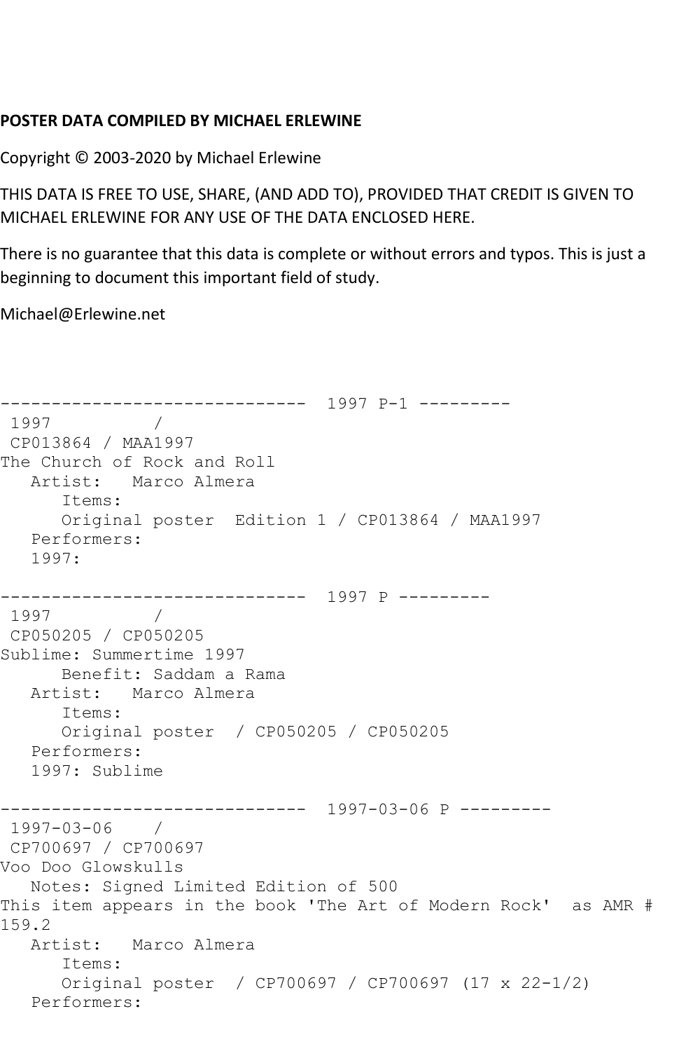**POSTER DATA COMPILED BY MICHAEL ERLEWINE**

Copyright © 2003-2020 by Michael Erlewine

THIS DATA IS FREE TO USE, SHARE, (AND ADD TO), PROVIDED THAT CREDIT IS GIVEN TO MICHAEL ERLEWINE FOR ANY USE OF THE DATA ENCLOSED HERE.

There is no guarantee that this data is complete or without errors and typos. This is just a beginning to document this important field of study.

Michael@Erlewine.net

```
------------------------------  1997 P-1 ---------
 1997          /
 CP013864 / MAA1997
The Church of Rock and Roll
   Artist:   Marco Almera
      Items:
      Original poster  Edition 1 / CP013864 / MAA1997
   Performers:
   1997:

------------------------------  1997 P ---------
 1997          /
 CP050205 / CP050205
Sublime: Summertime 1997
      Benefit: Saddam a Rama
   Artist:   Marco Almera
      Items:
      Original poster  / CP050205 / CP050205
   Performers:
   1997: Sublime

------------------------------  1997-03-06 P ---------
 1997-03-06    /
 CP700697 / CP700697
Voo Doo Glowskulls
   Notes: Signed Limited Edition of 500
This item appears in the book 'The Art of Modern Rock'  as AMR # 159.2
   Artist:   Marco Almera
      Items:
      Original poster  / CP700697 / CP700697 (17 x 22-1/2)
   Performers:
```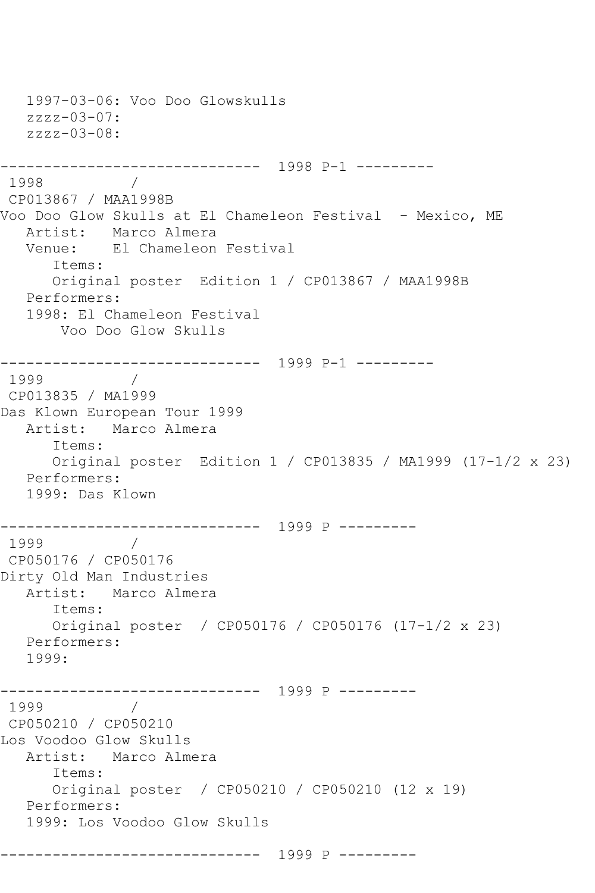```
   1997-03-06: Voo Doo Glowskulls
   zzzz-03-07:
   zzzz-03-08:

------------------------------  1998 P-1 ---------
 1998          /
 CP013867 / MAA1998B
Voo Doo Glow Skulls at El Chameleon Festival  - Mexico, ME
   Artist:   Marco Almera
   Venue:    El Chameleon Festival
      Items:
      Original poster  Edition 1 / CP013867 / MAA1998B
   Performers:
   1998: El Chameleon Festival
       Voo Doo Glow Skulls

------------------------------  1999 P-1 ---------
 1999          /
 CP013835 / MA1999
Das Klown European Tour 1999
   Artist:   Marco Almera
      Items:
      Original poster  Edition 1 / CP013835 / MA1999 (17-1/2 x 23)
   Performers:
   1999: Das Klown

------------------------------  1999 P ---------
 1999          /
 CP050176 / CP050176
Dirty Old Man Industries
   Artist:   Marco Almera
      Items:
      Original poster  / CP050176 / CP050176 (17-1/2 x 23)
   Performers:
   1999:

------------------------------  1999 P ---------
 1999          /
 CP050210 / CP050210
Los Voodoo Glow Skulls
   Artist:   Marco Almera
      Items:
      Original poster  / CP050210 / CP050210 (12 x 19)
   Performers:
   1999: Los Voodoo Glow Skulls

------------------------------  1999 P ---------
```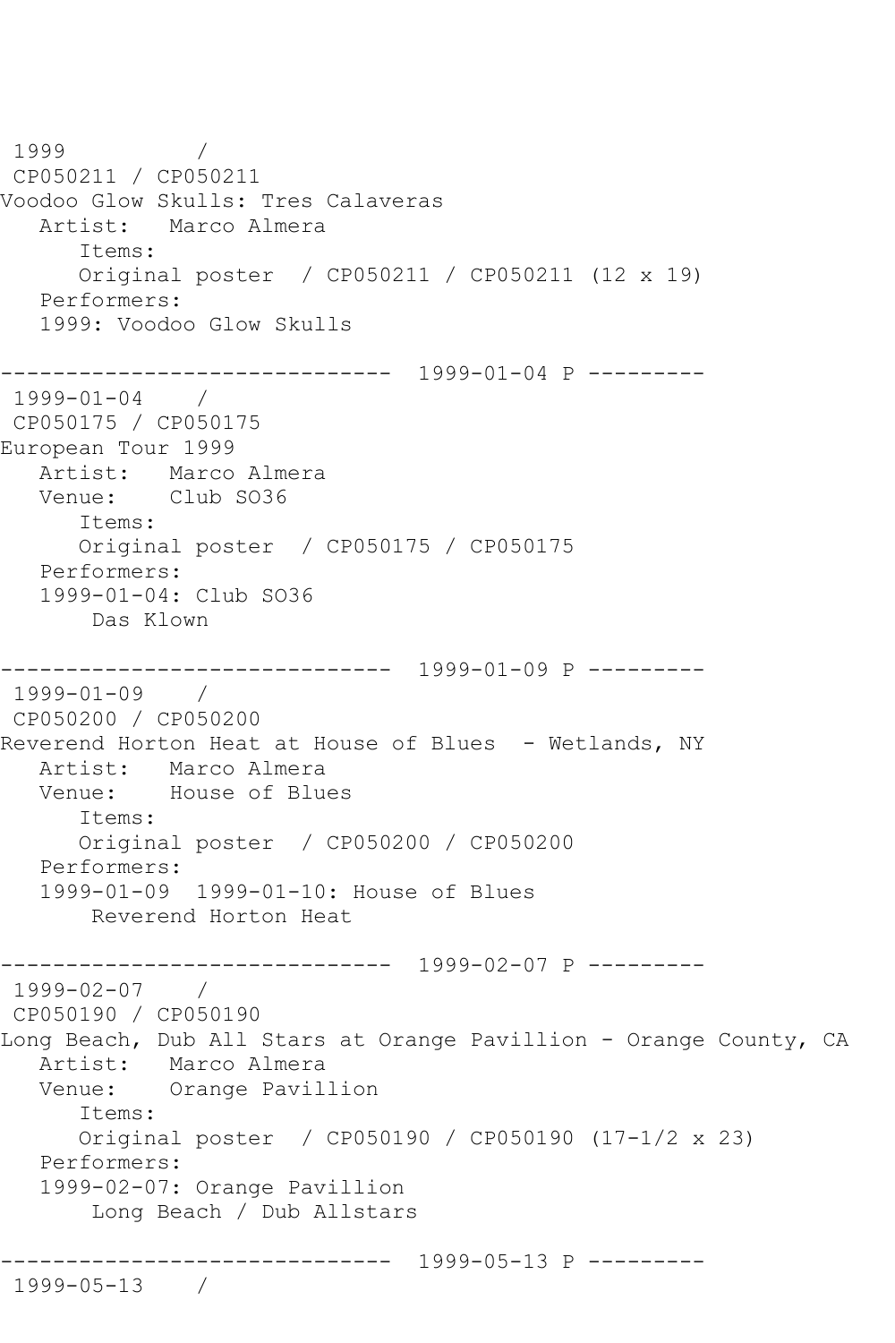1999 /
CP050211 / CP050211
Voodoo Glow Skulls: Tres Calaveras
Artist: Marco Almera
Items:
Original poster / CP050211 / CP050211 (12 x 19)
Performers:
1999: Voodoo Glow Skulls

------------------------------ 1999-01-04 P ---------

1999-01-04 /
CP050175 / CP050175
European Tour 1999
Artist: Marco Almera
Venue: Club SO36
Items:
Original poster / CP050175 / CP050175
Performers:
1999-01-04: Club SO36
Das Klown

------------------------------ 1999-01-09 P ---------

1999-01-09 /
CP050200 / CP050200
Reverend Horton Heat at House of Blues - Wetlands, NY
Artist: Marco Almera
Venue: House of Blues
Items:
Original poster / CP050200 / CP050200
Performers:
1999-01-09 1999-01-10: House of Blues
Reverend Horton Heat

------------------------------ 1999-02-07 P ---------

1999-02-07 /
CP050190 / CP050190
Long Beach, Dub All Stars at Orange Pavillion - Orange County, CA
Artist: Marco Almera
Venue: Orange Pavillion
Items:
Original poster / CP050190 / CP050190 (17-1/2 x 23)
Performers:
1999-02-07: Orange Pavillion
Long Beach / Dub Allstars

------------------------------ 1999-05-13 P ---------

1999-05-13 /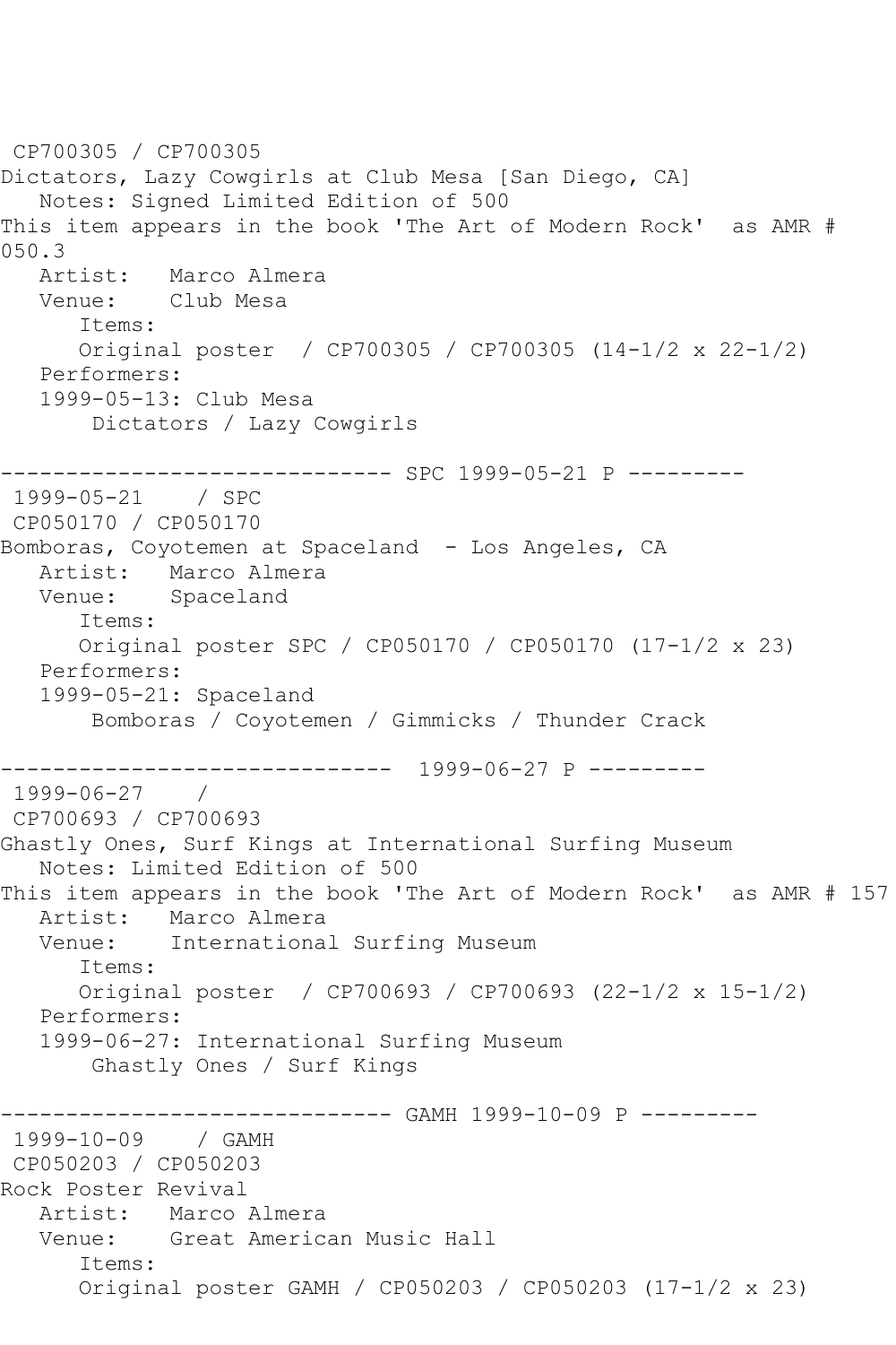CP700305 / CP700305
Dictators, Lazy Cowgirls at Club Mesa [San Diego, CA]
   Notes: Signed Limited Edition of 500
This item appears in the book 'The Art of Modern Rock'  as AMR # 050.3
   Artist:   Marco Almera
   Venue:    Club Mesa
      Items:
      Original poster  / CP700305 / CP700305 (14-1/2 x 22-1/2)
   Performers:
   1999-05-13: Club Mesa
       Dictators / Lazy Cowgirls

------------------------------ SPC 1999-05-21 P ---------
 1999-05-21    / SPC
 CP050170 / CP050170
Bomboras, Coyotemen at Spaceland  - Los Angeles, CA
   Artist:   Marco Almera
   Venue:    Spaceland
      Items:
      Original poster SPC / CP050170 / CP050170 (17-1/2 x 23)
   Performers:
   1999-05-21: Spaceland
       Bomboras / Coyotemen / Gimmicks / Thunder Crack

------------------------------  1999-06-27 P ---------
 1999-06-27    /
 CP700693 / CP700693
Ghastly Ones, Surf Kings at International Surfing Museum
   Notes: Limited Edition of 500
This item appears in the book 'The Art of Modern Rock'  as AMR # 157
   Artist:   Marco Almera
   Venue:    International Surfing Museum
      Items:
      Original poster  / CP700693 / CP700693 (22-1/2 x 15-1/2)
   Performers:
   1999-06-27: International Surfing Museum
       Ghastly Ones / Surf Kings

------------------------------ GAMH 1999-10-09 P ---------
 1999-10-09    / GAMH
 CP050203 / CP050203
Rock Poster Revival
   Artist:   Marco Almera
   Venue:    Great American Music Hall
      Items:
      Original poster GAMH / CP050203 / CP050203 (17-1/2 x 23)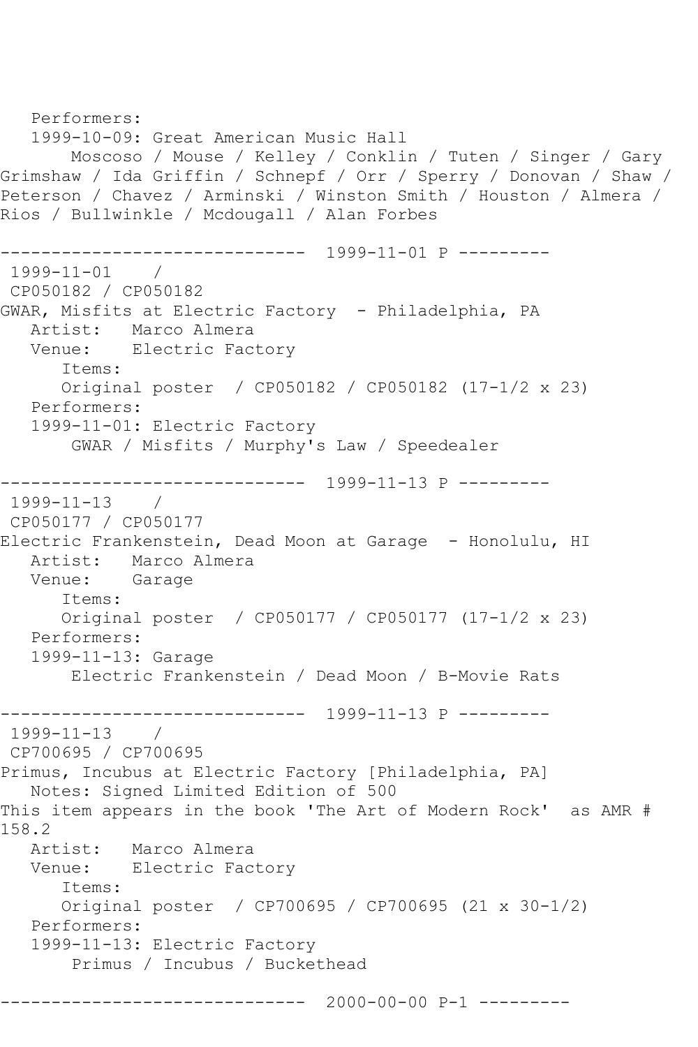Performers:
   1999-10-09: Great American Music Hall
       Moscoso / Mouse / Kelley / Conklin / Tuten / Singer / Gary Grimshaw / Ida Griffin / Schnepf / Orr / Sperry / Donovan / Shaw / Peterson / Chavez / Arminski / Winston Smith / Houston / Almera / Rios / Bullwinkle / Mcdougall / Alan Forbes

------------------------------  1999-11-01 P ---------
 1999-11-01    /
 CP050182 / CP050182
GWAR, Misfits at Electric Factory  - Philadelphia, PA
   Artist:   Marco Almera
   Venue:    Electric Factory
      Items:
      Original poster  / CP050182 / CP050182 (17-1/2 x 23)
   Performers:
   1999-11-01: Electric Factory
       GWAR / Misfits / Murphy's Law / Speedealer

------------------------------  1999-11-13 P ---------
 1999-11-13    /
 CP050177 / CP050177
Electric Frankenstein, Dead Moon at Garage  - Honolulu, HI
   Artist:   Marco Almera
   Venue:    Garage
      Items:
      Original poster  / CP050177 / CP050177 (17-1/2 x 23)
   Performers:
   1999-11-13: Garage
       Electric Frankenstein / Dead Moon / B-Movie Rats

------------------------------  1999-11-13 P ---------
 1999-11-13    /
 CP700695 / CP700695
Primus, Incubus at Electric Factory [Philadelphia, PA]
   Notes: Signed Limited Edition of 500
This item appears in the book 'The Art of Modern Rock'  as AMR # 158.2
   Artist:   Marco Almera
   Venue:    Electric Factory
      Items:
      Original poster  / CP700695 / CP700695 (21 x 30-1/2)
   Performers:
   1999-11-13: Electric Factory
       Primus / Incubus / Buckethead

------------------------------  2000-00-00 P-1 ---------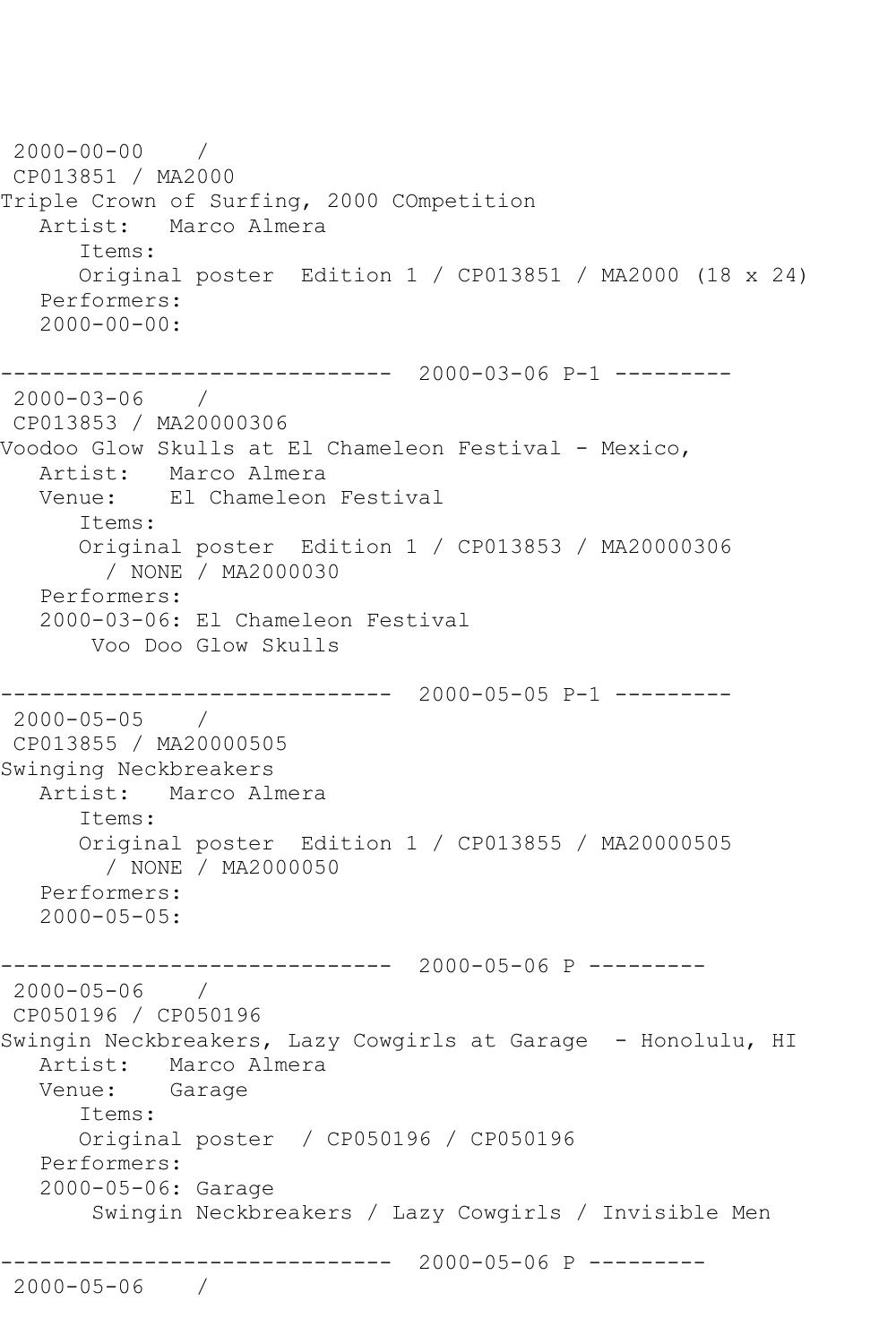```
 2000-00-00    /
 CP013851 / MA2000
Triple Crown of Surfing, 2000 COmpetition
   Artist:   Marco Almera
      Items:
      Original poster  Edition 1 / CP013851 / MA2000 (18 x 24)
   Performers:
   2000-00-00:

------------------------------  2000-03-06 P-1 ---------
 2000-03-06    /
 CP013853 / MA20000306
Voodoo Glow Skulls at El Chameleon Festival - Mexico,
   Artist:   Marco Almera
   Venue:    El Chameleon Festival
      Items:
      Original poster  Edition 1 / CP013853 / MA20000306
        / NONE / MA2000030
   Performers:
   2000-03-06: El Chameleon Festival
       Voo Doo Glow Skulls

------------------------------  2000-05-05 P-1 ---------
 2000-05-05    /
 CP013855 / MA20000505
Swinging Neckbreakers
   Artist:   Marco Almera
      Items:
      Original poster  Edition 1 / CP013855 / MA20000505
        / NONE / MA2000050
   Performers:
   2000-05-05:

------------------------------  2000-05-06 P ---------
 2000-05-06    /
 CP050196 / CP050196
Swingin Neckbreakers, Lazy Cowgirls at Garage  - Honolulu, HI
   Artist:   Marco Almera
   Venue:    Garage
      Items:
      Original poster  / CP050196 / CP050196
   Performers:
   2000-05-06: Garage
       Swingin Neckbreakers / Lazy Cowgirls / Invisible Men

------------------------------  2000-05-06 P ---------
 2000-05-06    /
```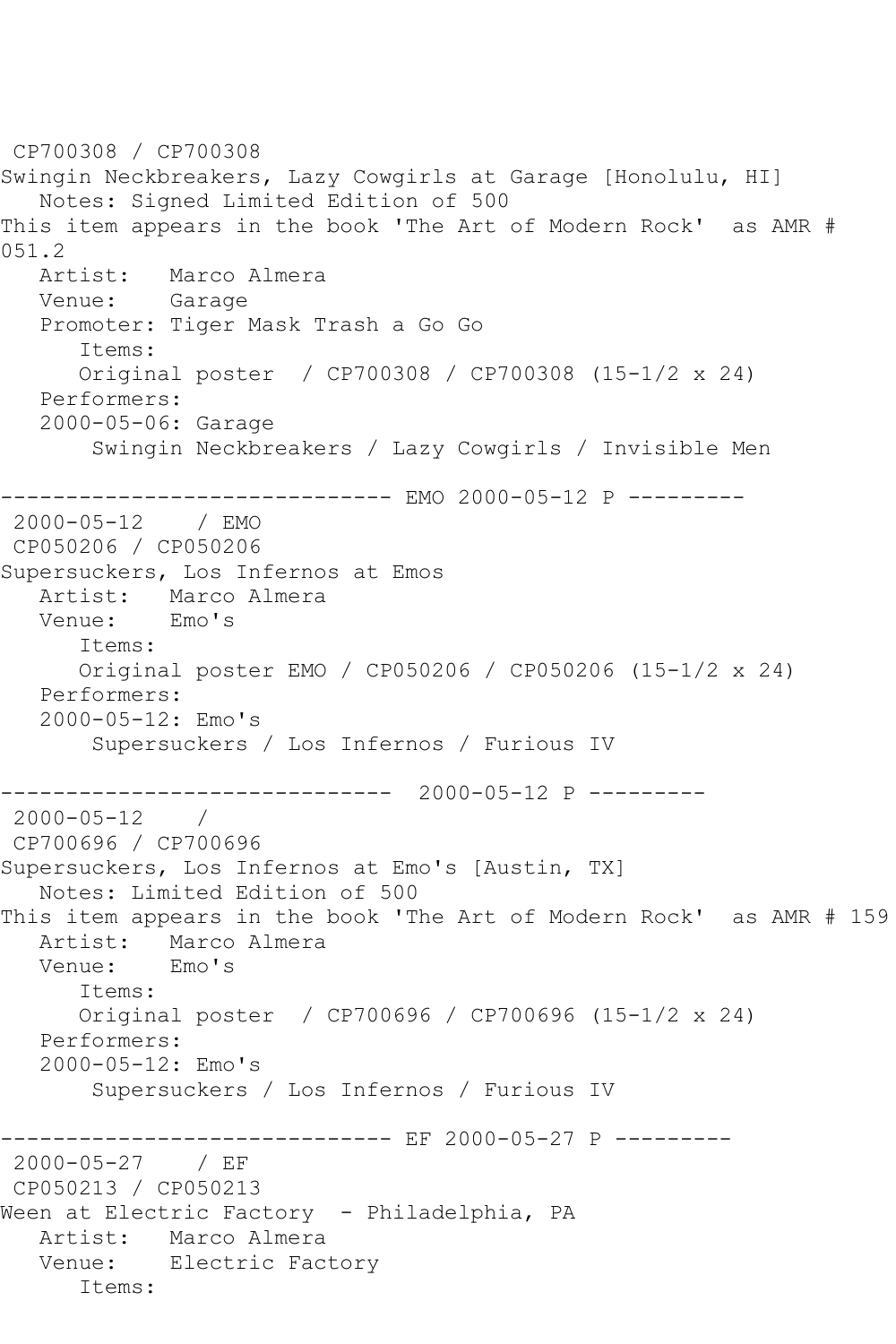CP700308 / CP700308
Swingin Neckbreakers, Lazy Cowgirls at Garage [Honolulu, HI]
Notes: Signed Limited Edition of 500
This item appears in the book 'The Art of Modern Rock' as AMR # 051.2
Artist: Marco Almera
Venue: Garage
Promoter: Tiger Mask Trash a Go Go
Items:
Original poster / CP700308 / CP700308 (15-1/2 x 24)
Performers:
2000-05-06: Garage
Swingin Neckbreakers / Lazy Cowgirls / Invisible Men

------------------------------ EMO 2000-05-12 P ---------
2000-05-12 / EMO
CP050206 / CP050206
Supersuckers, Los Infernos at Emos
Artist: Marco Almera
Venue: Emo's
Items:
Original poster EMO / CP050206 / CP050206 (15-1/2 x 24)
Performers:
2000-05-12: Emo's
Supersuckers / Los Infernos / Furious IV

------------------------------ 2000-05-12 P ---------
2000-05-12 /
CP700696 / CP700696
Supersuckers, Los Infernos at Emo's [Austin, TX]
Notes: Limited Edition of 500
This item appears in the book 'The Art of Modern Rock' as AMR # 159
Artist: Marco Almera
Venue: Emo's
Items:
Original poster / CP700696 / CP700696 (15-1/2 x 24)
Performers:
2000-05-12: Emo's
Supersuckers / Los Infernos / Furious IV

------------------------------ EF 2000-05-27 P ---------
2000-05-27 / EF
CP050213 / CP050213
Ween at Electric Factory - Philadelphia, PA
Artist: Marco Almera
Venue: Electric Factory
Items: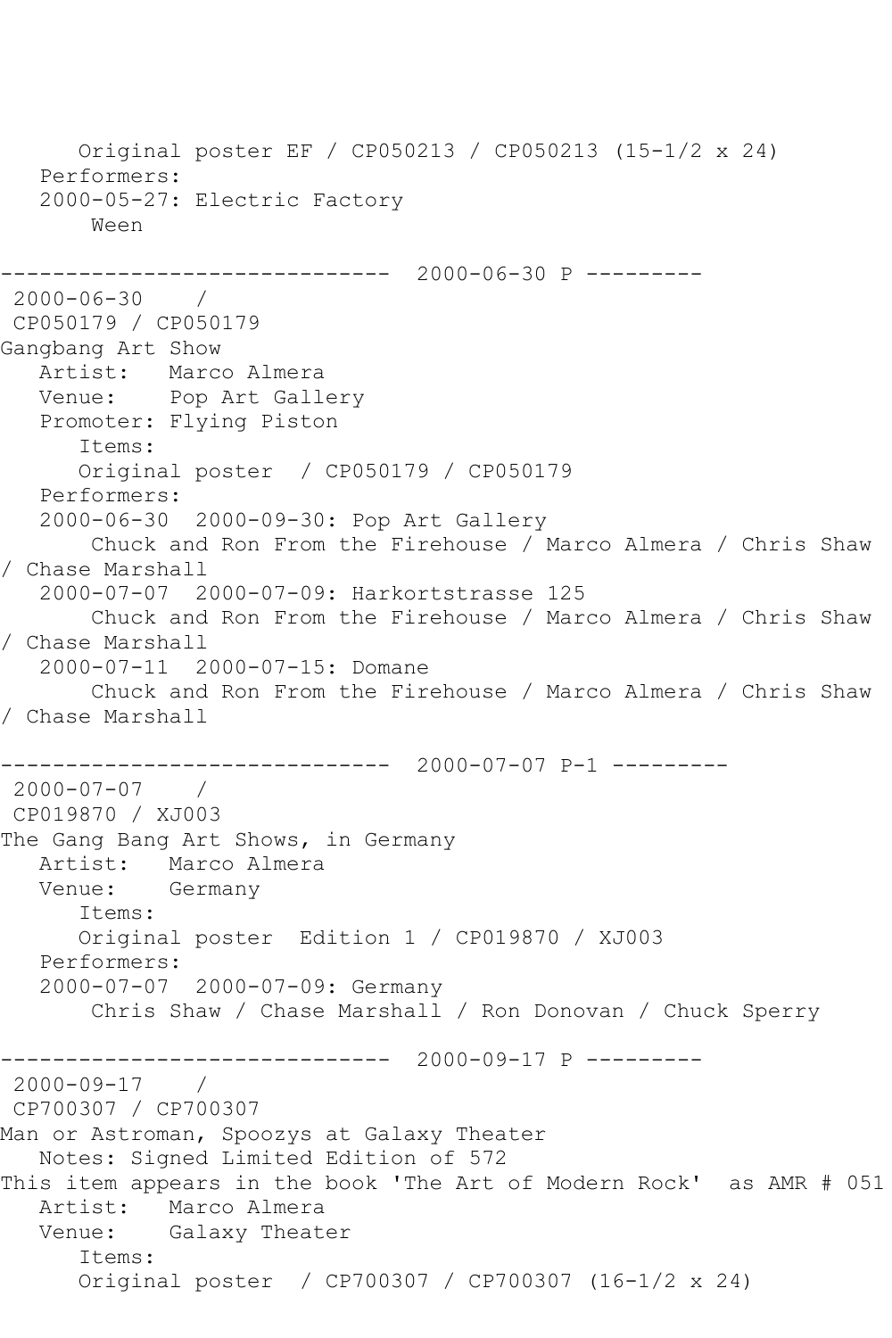Original poster EF / CP050213 / CP050213 (15-1/2 x 24)
Performers:
2000-05-27: Electric Factory
Ween

------------------------------ 2000-06-30 P ---------

2000-06-30 /
CP050179 / CP050179
Gangbang Art Show
Artist: Marco Almera
Venue: Pop Art Gallery
Promoter: Flying Piston
Items:
Original poster / CP050179 / CP050179
Performers:
2000-06-30 2000-09-30: Pop Art Gallery
Chuck and Ron From the Firehouse / Marco Almera / Chris Shaw / Chase Marshall
2000-07-07 2000-07-09: Harkortstrasse 125
Chuck and Ron From the Firehouse / Marco Almera / Chris Shaw / Chase Marshall
2000-07-11 2000-07-15: Domane
Chuck and Ron From the Firehouse / Marco Almera / Chris Shaw / Chase Marshall

------------------------------ 2000-07-07 P-1 ---------

2000-07-07 /
CP019870 / XJ003
The Gang Bang Art Shows, in Germany
Artist: Marco Almera
Venue: Germany
Items:
Original poster Edition 1 / CP019870 / XJ003
Performers:
2000-07-07 2000-07-09: Germany
Chris Shaw / Chase Marshall / Ron Donovan / Chuck Sperry

------------------------------ 2000-09-17 P ---------

2000-09-17 /
CP700307 / CP700307
Man or Astroman, Spoozys at Galaxy Theater
Notes: Signed Limited Edition of 572
This item appears in the book 'The Art of Modern Rock' as AMR # 051
Artist: Marco Almera
Venue: Galaxy Theater
Items:
Original poster / CP700307 / CP700307 (16-1/2 x 24)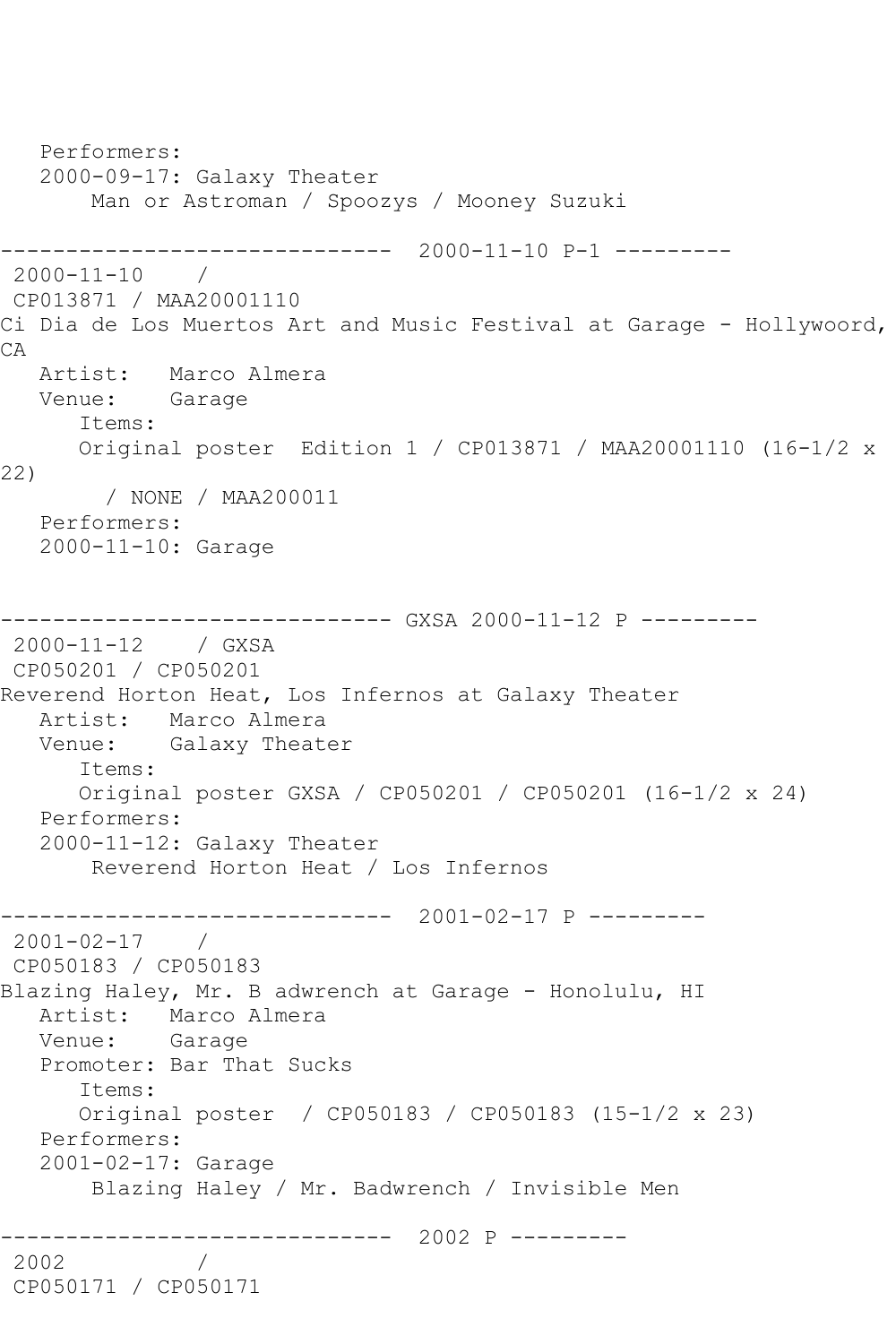Performers:
2000-09-17: Galaxy Theater
Man or Astroman / Spoozys / Mooney Suzuki

------------------------------ 2000-11-10 P-1 ---------

2000-11-10 /
CP013871 / MAA20001110
Ci Dia de Los Muertos Art and Music Festival at Garage - Hollywoord, CA
Artist: Marco Almera
Venue: Garage
Items:
Original poster Edition 1 / CP013871 / MAA20001110 (16-1/2 x 22)
/ NONE / MAA200011
Performers:
2000-11-10: Garage

------------------------------ GXSA 2000-11-12 P ---------

2000-11-12 / GXSA
CP050201 / CP050201
Reverend Horton Heat, Los Infernos at Galaxy Theater
Artist: Marco Almera
Venue: Galaxy Theater
Items:
Original poster GXSA / CP050201 / CP050201 (16-1/2 x 24)
Performers:
2000-11-12: Galaxy Theater
Reverend Horton Heat / Los Infernos

------------------------------ 2001-02-17 P ---------

2001-02-17 /
CP050183 / CP050183
Blazing Haley, Mr. B adwrench at Garage - Honolulu, HI
Artist: Marco Almera
Venue: Garage
Promoter: Bar That Sucks
Items:
Original poster / CP050183 / CP050183 (15-1/2 x 23)
Performers:
2001-02-17: Garage
Blazing Haley / Mr. Badwrench / Invisible Men

------------------------------ 2002 P ---------

2002 /
CP050171 / CP050171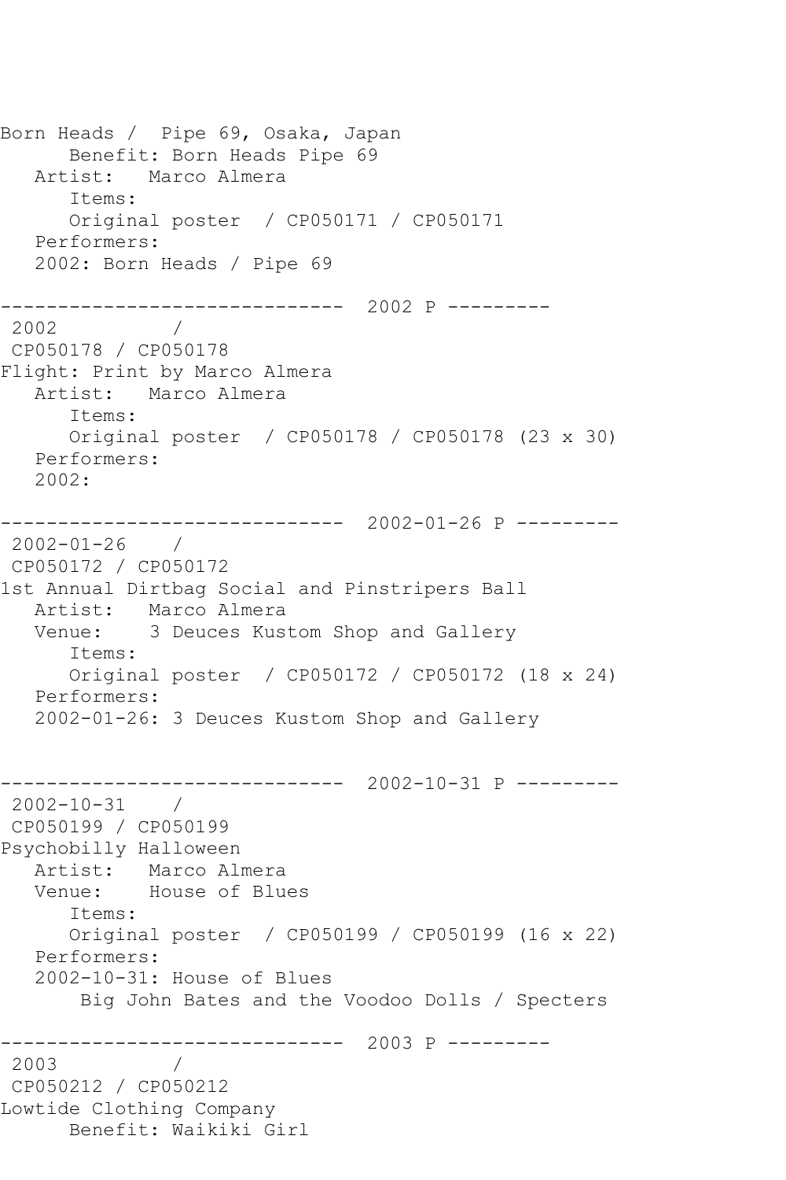Born Heads /  Pipe 69, Osaka, Japan
      Benefit: Born Heads Pipe 69
   Artist:   Marco Almera
      Items:
      Original poster  / CP050171 / CP050171
   Performers:
   2002: Born Heads / Pipe 69

------------------------------  2002 P ---------
 2002          /
 CP050178 / CP050178
Flight: Print by Marco Almera
   Artist:   Marco Almera
      Items:
      Original poster  / CP050178 / CP050178 (23 x 30)
   Performers:
   2002:

------------------------------  2002-01-26 P ---------
 2002-01-26    /
 CP050172 / CP050172
1st Annual Dirtbag Social and Pinstripers Ball
   Artist:   Marco Almera
   Venue:    3 Deuces Kustom Shop and Gallery
      Items:
      Original poster  / CP050172 / CP050172 (18 x 24)
   Performers:
   2002-01-26: 3 Deuces Kustom Shop and Gallery

------------------------------  2002-10-31 P ---------
 2002-10-31    /
 CP050199 / CP050199
Psychobilly Halloween
   Artist:   Marco Almera
   Venue:    House of Blues
      Items:
      Original poster  / CP050199 / CP050199 (16 x 22)
   Performers:
   2002-10-31: House of Blues
       Big John Bates and the Voodoo Dolls / Specters

------------------------------  2003 P ---------
 2003          /
 CP050212 / CP050212
Lowtide Clothing Company
      Benefit: Waikiki Girl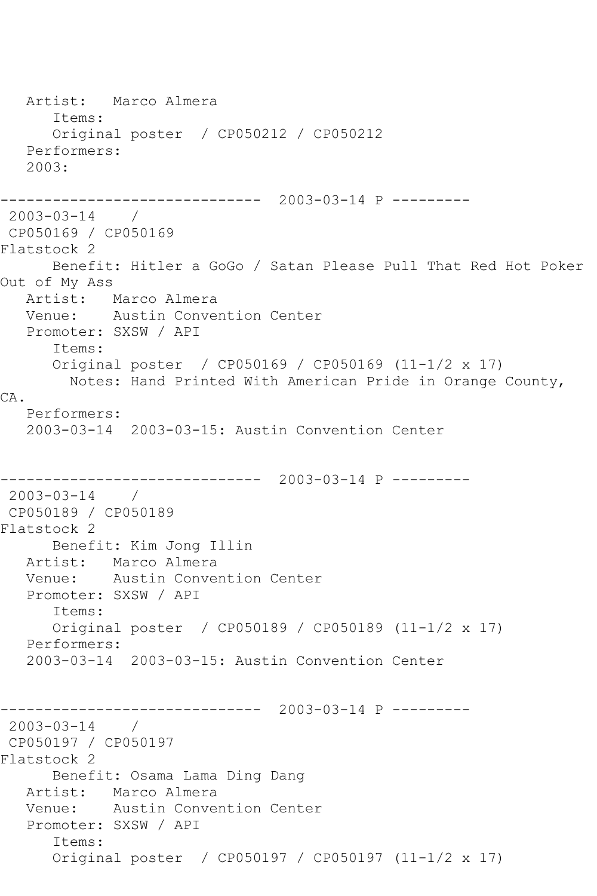Artist: Marco Almera
Items:
Original poster / CP050212 / CP050212
Performers:
2003:

------------------------------ 2003-03-14 P ---------

2003-03-14 /
CP050169 / CP050169
Flatstock 2
Benefit: Hitler a GoGo / Satan Please Pull That Red Hot Poker Out of My Ass
Artist: Marco Almera
Venue: Austin Convention Center
Promoter: SXSW / API
Items:
Original poster / CP050169 / CP050169 (11-1/2 x 17)
Notes: Hand Printed With American Pride in Orange County, CA.
Performers:
2003-03-14 2003-03-15: Austin Convention Center

------------------------------ 2003-03-14 P ---------

2003-03-14 /
CP050189 / CP050189
Flatstock 2
Benefit: Kim Jong Illin
Artist: Marco Almera
Venue: Austin Convention Center
Promoter: SXSW / API
Items:
Original poster / CP050189 / CP050189 (11-1/2 x 17)
Performers:
2003-03-14 2003-03-15: Austin Convention Center

------------------------------ 2003-03-14 P ---------

2003-03-14 /
CP050197 / CP050197
Flatstock 2
Benefit: Osama Lama Ding Dang
Artist: Marco Almera
Venue: Austin Convention Center
Promoter: SXSW / API
Items:
Original poster / CP050197 / CP050197 (11-1/2 x 17)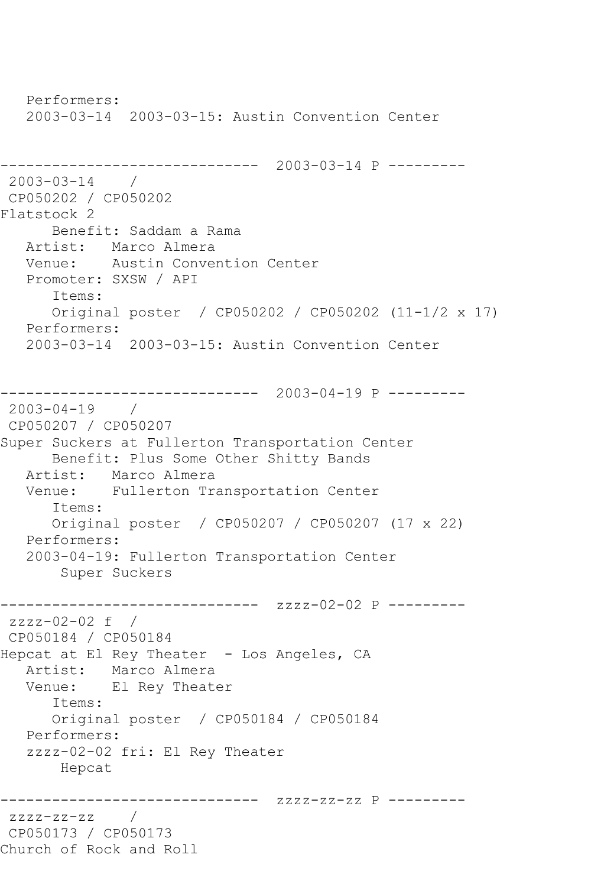```
   Performers:
   2003-03-14  2003-03-15: Austin Convention Center


------------------------------  2003-03-14 P ---------
 2003-03-14    /
 CP050202 / CP050202
Flatstock 2
      Benefit: Saddam a Rama
   Artist:   Marco Almera
   Venue:    Austin Convention Center
   Promoter: SXSW / API
      Items:
      Original poster  / CP050202 / CP050202 (11-1/2 x 17)
   Performers:
   2003-03-14  2003-03-15: Austin Convention Center


------------------------------  2003-04-19 P ---------
 2003-04-19    /
 CP050207 / CP050207
Super Suckers at Fullerton Transportation Center
      Benefit: Plus Some Other Shitty Bands
   Artist:   Marco Almera
   Venue:    Fullerton Transportation Center
      Items:
      Original poster  / CP050207 / CP050207 (17 x 22)
   Performers:
   2003-04-19: Fullerton Transportation Center
       Super Suckers

------------------------------  zzzz-02-02 P ---------
 zzzz-02-02 f  /
 CP050184 / CP050184
Hepcat at El Rey Theater  - Los Angeles, CA
   Artist:   Marco Almera
   Venue:    El Rey Theater
      Items:
      Original poster  / CP050184 / CP050184
   Performers:
   zzzz-02-02 fri: El Rey Theater
       Hepcat

------------------------------  zzzz-zz-zz P ---------
 zzzz-zz-zz    /
 CP050173 / CP050173
Church of Rock and Roll
```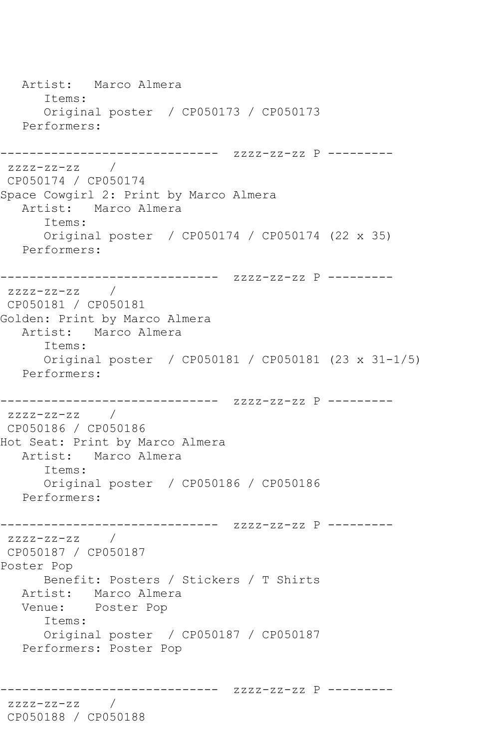```
   Artist:   Marco Almera
      Items:
      Original poster  / CP050173 / CP050173
   Performers:

------------------------------  zzzz-zz-zz P ---------
 zzzz-zz-zz    /
 CP050174 / CP050174
Space Cowgirl 2: Print by Marco Almera
   Artist:   Marco Almera
      Items:
      Original poster  / CP050174 / CP050174 (22 x 35)
   Performers:

------------------------------  zzzz-zz-zz P ---------
 zzzz-zz-zz    /
 CP050181 / CP050181
Golden: Print by Marco Almera
   Artist:   Marco Almera
      Items:
      Original poster  / CP050181 / CP050181 (23 x 31-1/5)
   Performers:

------------------------------  zzzz-zz-zz P ---------
 zzzz-zz-zz    /
 CP050186 / CP050186
Hot Seat: Print by Marco Almera
   Artist:   Marco Almera
      Items:
      Original poster  / CP050186 / CP050186
   Performers:

------------------------------  zzzz-zz-zz P ---------
 zzzz-zz-zz    /
 CP050187 / CP050187
Poster Pop
      Benefit: Posters / Stickers / T Shirts
   Artist:   Marco Almera
   Venue:    Poster Pop
      Items:
      Original poster  / CP050187 / CP050187
   Performers: Poster Pop


------------------------------  zzzz-zz-zz P ---------
 zzzz-zz-zz    /
 CP050188 / CP050188
```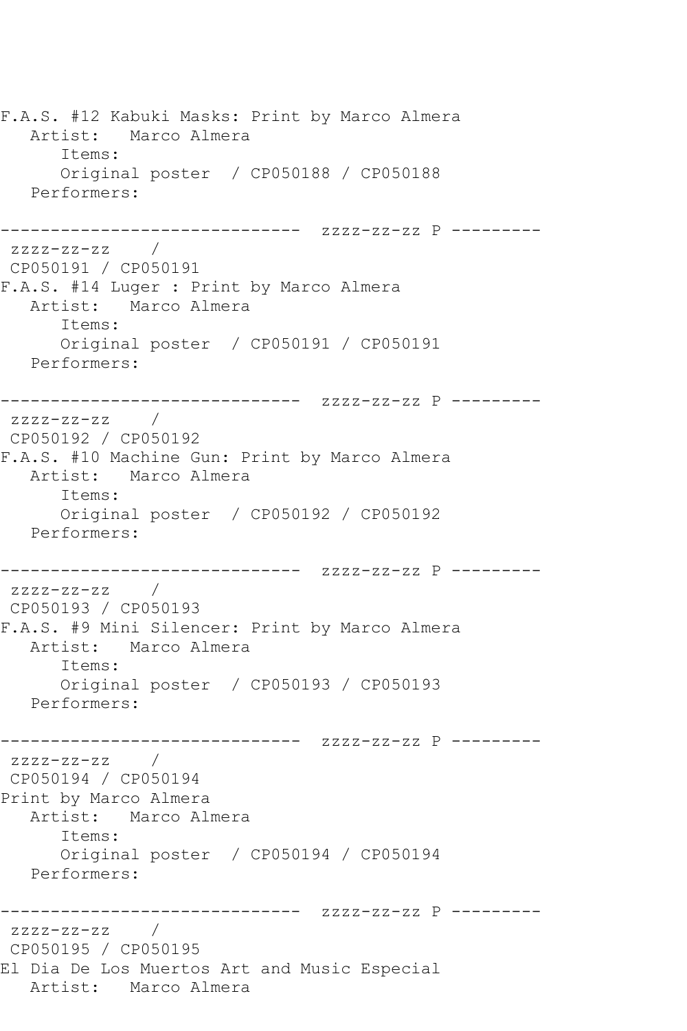F.A.S. #12 Kabuki Masks: Print by Marco Almera
   Artist:   Marco Almera
      Items:
      Original poster  / CP050188 / CP050188
   Performers:

------------------------------  zzzz-zz-zz P ---------
 zzzz-zz-zz    /
 CP050191 / CP050191
F.A.S. #14 Luger : Print by Marco Almera
   Artist:   Marco Almera
      Items:
      Original poster  / CP050191 / CP050191
   Performers:

------------------------------  zzzz-zz-zz P ---------
 zzzz-zz-zz    /
 CP050192 / CP050192
F.A.S. #10 Machine Gun: Print by Marco Almera
   Artist:   Marco Almera
      Items:
      Original poster  / CP050192 / CP050192
   Performers:

------------------------------  zzzz-zz-zz P ---------
 zzzz-zz-zz    /
 CP050193 / CP050193
F.A.S. #9 Mini Silencer: Print by Marco Almera
   Artist:   Marco Almera
      Items:
      Original poster  / CP050193 / CP050193
   Performers:

------------------------------  zzzz-zz-zz P ---------
 zzzz-zz-zz    /
 CP050194 / CP050194
Print by Marco Almera
   Artist:   Marco Almera
      Items:
      Original poster  / CP050194 / CP050194
   Performers:

------------------------------  zzzz-zz-zz P ---------
 zzzz-zz-zz    /
 CP050195 / CP050195
El Dia De Los Muertos Art and Music Especial
   Artist:   Marco Almera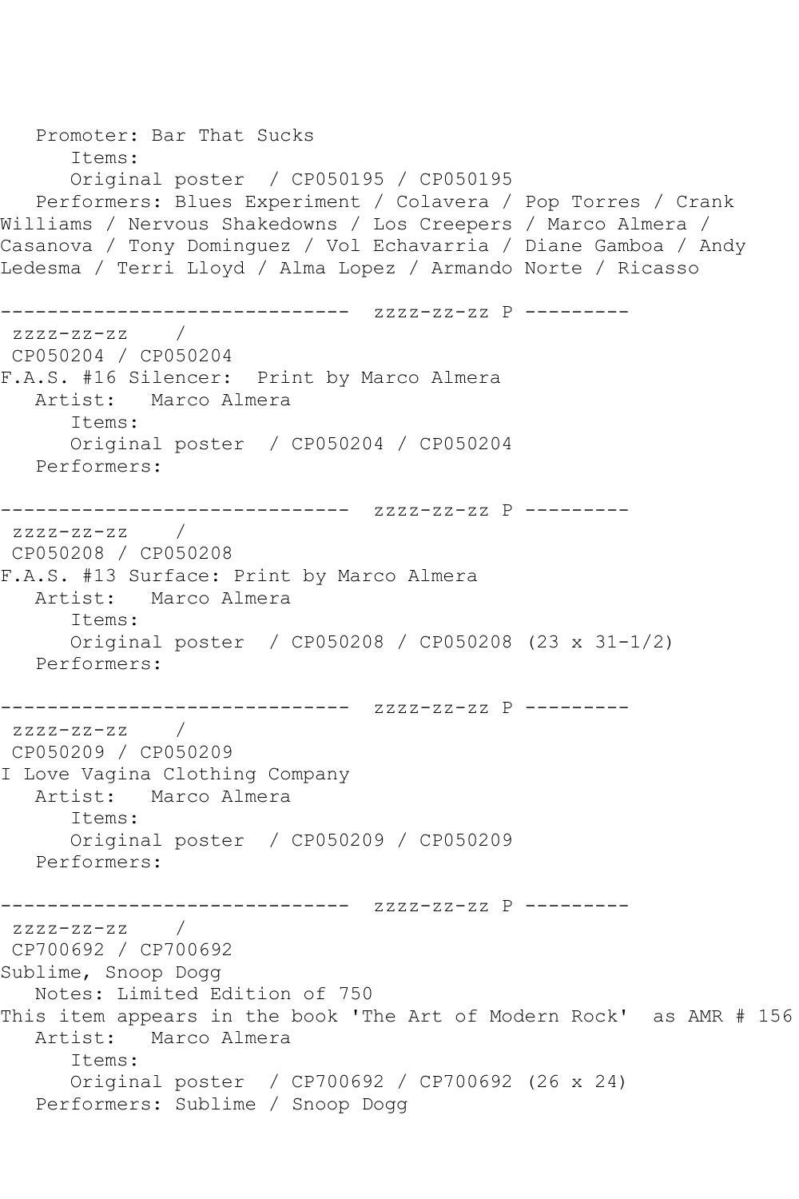Promoter: Bar That Sucks
      Items:
      Original poster  / CP050195 / CP050195
   Performers: Blues Experiment / Colavera / Pop Torres / Crank Williams / Nervous Shakedowns / Los Creepers / Marco Almera / Casanova / Tony Dominguez / Vol Echavarria / Diane Gamboa / Andy Ledesma / Terri Lloyd / Alma Lopez / Armando Norte / Ricasso

------------------------------  zzzz-zz-zz P ---------
 zzzz-zz-zz    /
 CP050204 / CP050204
F.A.S. #16 Silencer:  Print by Marco Almera
   Artist:   Marco Almera
      Items:
      Original poster  / CP050204 / CP050204
   Performers:

------------------------------  zzzz-zz-zz P ---------
 zzzz-zz-zz    /
 CP050208 / CP050208
F.A.S. #13 Surface: Print by Marco Almera
   Artist:   Marco Almera
      Items:
      Original poster  / CP050208 / CP050208 (23 x 31-1/2)
   Performers:

------------------------------  zzzz-zz-zz P ---------
 zzzz-zz-zz    /
 CP050209 / CP050209
I Love Vagina Clothing Company
   Artist:   Marco Almera
      Items:
      Original poster  / CP050209 / CP050209
   Performers:

------------------------------  zzzz-zz-zz P ---------
 zzzz-zz-zz    /
 CP700692 / CP700692
Sublime, Snoop Dogg
   Notes: Limited Edition of 750
This item appears in the book 'The Art of Modern Rock'  as AMR # 156
   Artist:   Marco Almera
      Items:
      Original poster  / CP700692 / CP700692 (26 x 24)
   Performers: Sublime / Snoop Dogg